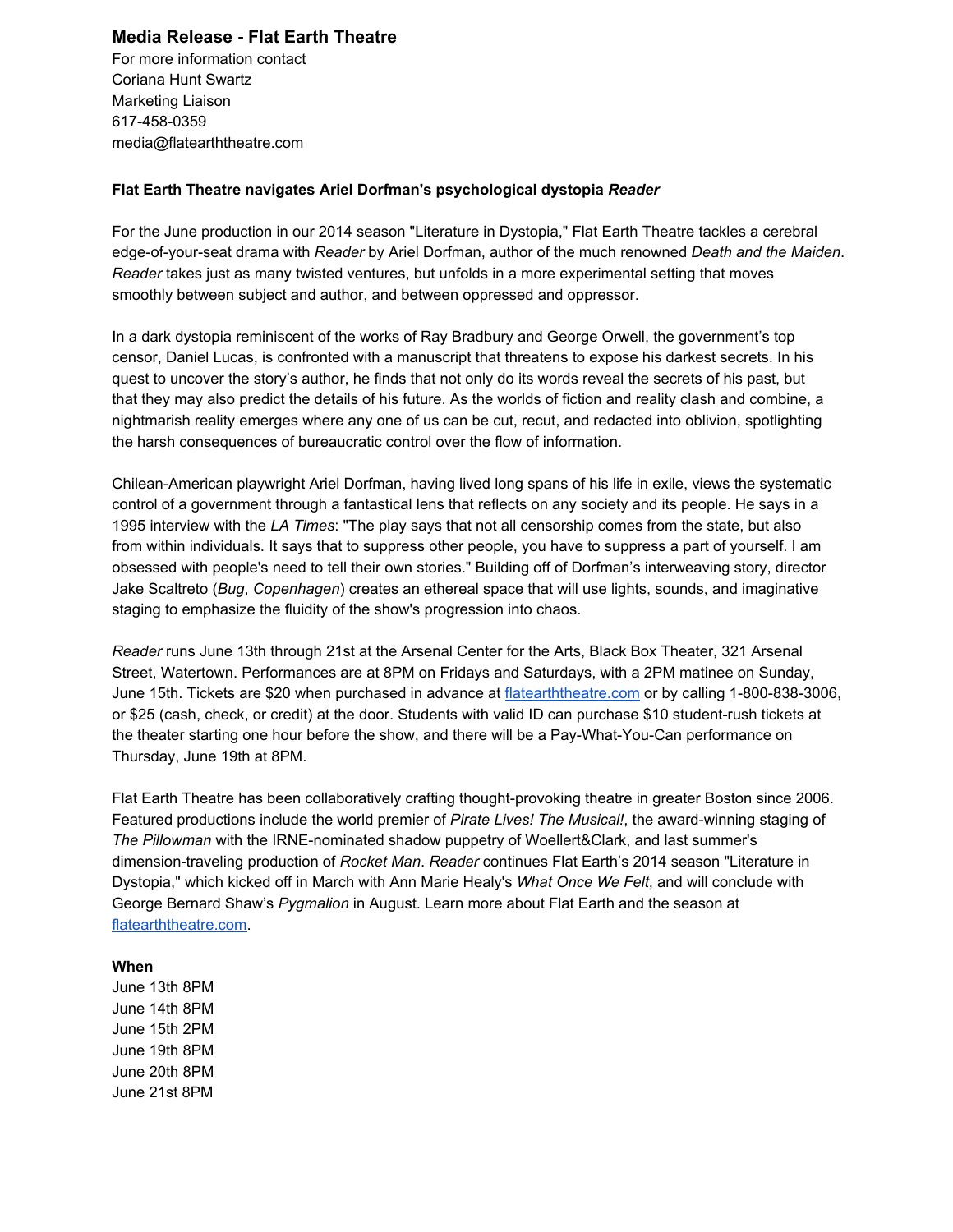## Media Release - Flat Earth Theatre

For more information contact
Coriana Hunt Swartz
Marketing Liaison
617-458-0359
media@flatearththeatre.com

**Flat Earth Theatre navigates Ariel Dorfman's psychological dystopia *Reader***

For the June production in our 2014 season "Literature in Dystopia," Flat Earth Theatre tackles a cerebral edge-of-your-seat drama with *Reader* by Ariel Dorfman, author of the much renowned *Death and the Maiden*. *Reader* takes just as many twisted ventures, but unfolds in a more experimental setting that moves smoothly between subject and author, and between oppressed and oppressor.

In a dark dystopia reminiscent of the works of Ray Bradbury and George Orwell, the government's top censor, Daniel Lucas, is confronted with a manuscript that threatens to expose his darkest secrets. In his quest to uncover the story's author, he finds that not only do its words reveal the secrets of his past, but that they may also predict the details of his future. As the worlds of fiction and reality clash and combine, a nightmarish reality emerges where any one of us can be cut, recut, and redacted into oblivion, spotlighting the harsh consequences of bureaucratic control over the flow of information.

Chilean-American playwright Ariel Dorfman, having lived long spans of his life in exile, views the systematic control of a government through a fantastical lens that reflects on any society and its people. He says in a 1995 interview with the *LA Times*: "The play says that not all censorship comes from the state, but also from within individuals. It says that to suppress other people, you have to suppress a part of yourself. I am obsessed with people's need to tell their own stories." Building off of Dorfman's interweaving story, director Jake Scaltreto (*Bug*, *Copenhagen*) creates an ethereal space that will use lights, sounds, and imaginative staging to emphasize the fluidity of the show's progression into chaos.

*Reader* runs June 13th through 21st at the Arsenal Center for the Arts, Black Box Theater, 321 Arsenal Street, Watertown. Performances are at 8PM on Fridays and Saturdays, with a 2PM matinee on Sunday, June 15th. Tickets are $20 when purchased in advance at [flatearththeatre.com](flatearththeatre.com) or by calling 1-800-838-3006, or $25 (cash, check, or credit) at the door. Students with valid ID can purchase $10 student-rush tickets at the theater starting one hour before the show, and there will be a Pay-What-You-Can performance on Thursday, June 19th at 8PM.

Flat Earth Theatre has been collaboratively crafting thought-provoking theatre in greater Boston since 2006. Featured productions include the world premier of *Pirate Lives! The Musical!*, the award-winning staging of *The Pillowman* with the IRNE-nominated shadow puppetry of Woellert&Clark, and last summer's dimension-traveling production of *Rocket Man*. *Reader* continues Flat Earth's 2014 season "Literature in Dystopia," which kicked off in March with Ann Marie Healy's *What Once We Felt*, and will conclude with George Bernard Shaw's *Pygmalion* in August. Learn more about Flat Earth and the season at [flatearththeatre.com](flatearththeatre.com).

**When**
June 13th 8PM
June 14th 8PM
June 15th 2PM
June 19th 8PM
June 20th 8PM
June 21st 8PM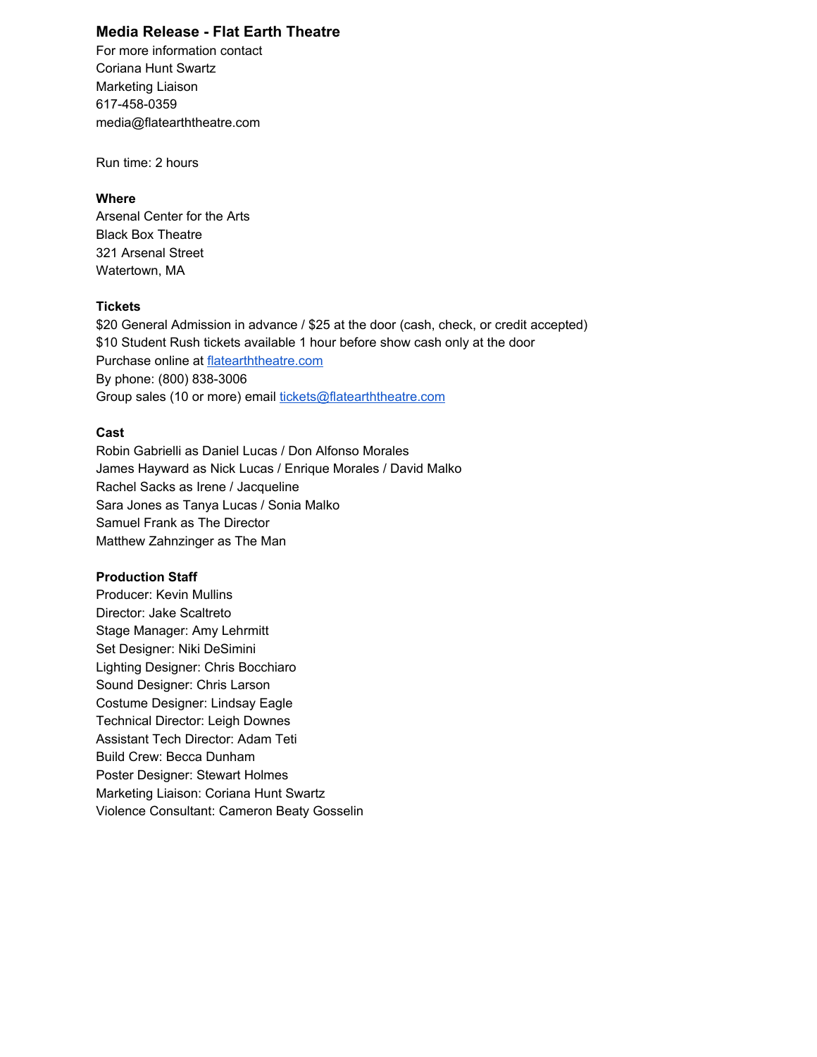## Media Release - Flat Earth Theatre

For more information contact
Coriana Hunt Swartz
Marketing Liaison
617-458-0359
media@flatearththeatre.com

Run time: 2 hours

**Where**
Arsenal Center for the Arts
Black Box Theatre
321 Arsenal Street
Watertown, MA

**Tickets**
$20 General Admission in advance / $25 at the door (cash, check, or credit accepted)
$10 Student Rush tickets available 1 hour before show cash only at the door
Purchase online at [flatearththeatre.com](flatearththeatre.com)
By phone: (800) 838-3006
Group sales (10 or more) email [tickets@flatearththeatre.com](mailto:tickets@flatearththeatre.com)

**Cast**
Robin Gabrielli as Daniel Lucas / Don Alfonso Morales
James Hayward as Nick Lucas / Enrique Morales / David Malko
Rachel Sacks as Irene / Jacqueline
Sara Jones as Tanya Lucas / Sonia Malko
Samuel Frank as The Director
Matthew Zahnzinger as The Man

**Production Staff**
Producer: Kevin Mullins
Director: Jake Scaltreto
Stage Manager: Amy Lehrmitt
Set Designer: Niki DeSimini
Lighting Designer: Chris Bocchiaro
Sound Designer: Chris Larson
Costume Designer: Lindsay Eagle
Technical Director: Leigh Downes
Assistant Tech Director: Adam Teti
Build Crew: Becca Dunham
Poster Designer: Stewart Holmes
Marketing Liaison: Coriana Hunt Swartz
Violence Consultant: Cameron Beaty Gosselin